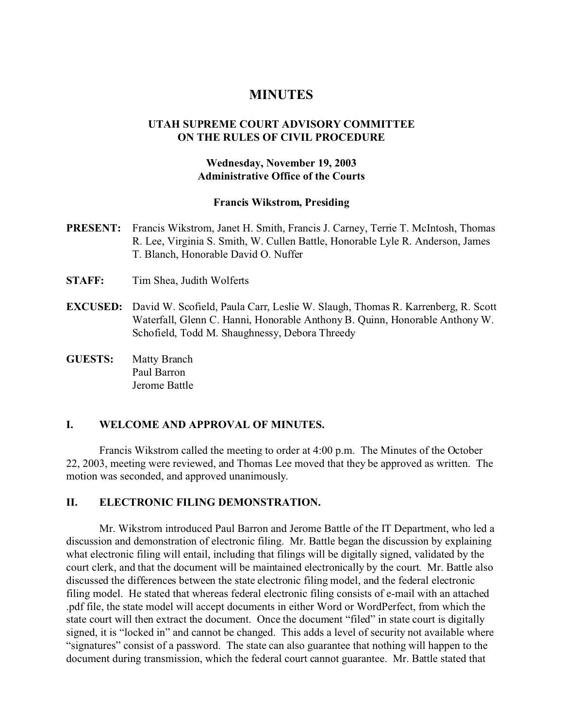# MINUTES

## UTAH SUPREME COURT ADVISORY COMMITTEE ON THE RULES OF CIVIL PROCEDURE

**Wednesday, November 19, 2003**
**Administrative Office of the Courts**

**Francis Wikstrom, Presiding**

**PRESENT:** Francis Wikstrom, Janet H. Smith, Francis J. Carney, Terrie T. McIntosh, Thomas R. Lee, Virginia S. Smith, W. Cullen Battle, Honorable Lyle R. Anderson, James T. Blanch, Honorable David O. Nuffer

**STAFF:** Tim Shea, Judith Wolferts

**EXCUSED:** David W. Scofield, Paula Carr, Leslie W. Slaugh, Thomas R. Karrenberg, R. Scott Waterfall, Glenn C. Hanni, Honorable Anthony B. Quinn, Honorable Anthony W. Schofield, Todd M. Shaughnessy, Debora Threedy

**GUESTS:** Matty Branch
Paul Barron
Jerome Battle

## I. WELCOME AND APPROVAL OF MINUTES.

Francis Wikstrom called the meeting to order at 4:00 p.m. The Minutes of the October 22, 2003, meeting were reviewed, and Thomas Lee moved that they be approved as written. The motion was seconded, and approved unanimously.

## II. ELECTRONIC FILING DEMONSTRATION.

Mr. Wikstrom introduced Paul Barron and Jerome Battle of the IT Department, who led a discussion and demonstration of electronic filing. Mr. Battle began the discussion by explaining what electronic filing will entail, including that filings will be digitally signed, validated by the court clerk, and that the document will be maintained electronically by the court. Mr. Battle also discussed the differences between the state electronic filing model, and the federal electronic filing model. He stated that whereas federal electronic filing consists of e-mail with an attached .pdf file, the state model will accept documents in either Word or WordPerfect, from which the state court will then extract the document. Once the document "filed" in state court is digitally signed, it is "locked in" and cannot be changed. This adds a level of security not available where "signatures" consist of a password. The state can also guarantee that nothing will happen to the document during transmission, which the federal court cannot guarantee. Mr. Battle stated that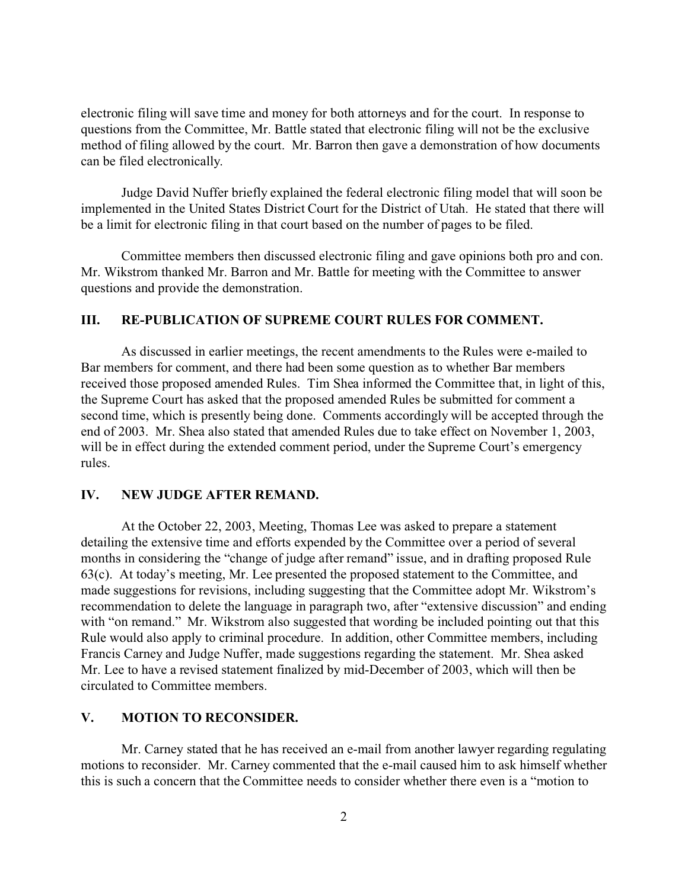electronic filing will save time and money for both attorneys and for the court. In response to questions from the Committee, Mr. Battle stated that electronic filing will not be the exclusive method of filing allowed by the court. Mr. Barron then gave a demonstration of how documents can be filed electronically.

Judge David Nuffer briefly explained the federal electronic filing model that will soon be implemented in the United States District Court for the District of Utah. He stated that there will be a limit for electronic filing in that court based on the number of pages to be filed.

Committee members then discussed electronic filing and gave opinions both pro and con. Mr. Wikstrom thanked Mr. Barron and Mr. Battle for meeting with the Committee to answer questions and provide the demonstration.

## III. RE-PUBLICATION OF SUPREME COURT RULES FOR COMMENT.

As discussed in earlier meetings, the recent amendments to the Rules were e-mailed to Bar members for comment, and there had been some question as to whether Bar members received those proposed amended Rules. Tim Shea informed the Committee that, in light of this, the Supreme Court has asked that the proposed amended Rules be submitted for comment a second time, which is presently being done. Comments accordingly will be accepted through the end of 2003. Mr. Shea also stated that amended Rules due to take effect on November 1, 2003, will be in effect during the extended comment period, under the Supreme Court's emergency rules.

## IV. NEW JUDGE AFTER REMAND.

At the October 22, 2003, Meeting, Thomas Lee was asked to prepare a statement detailing the extensive time and efforts expended by the Committee over a period of several months in considering the "change of judge after remand" issue, and in drafting proposed Rule 63(c). At today's meeting, Mr. Lee presented the proposed statement to the Committee, and made suggestions for revisions, including suggesting that the Committee adopt Mr. Wikstrom's recommendation to delete the language in paragraph two, after "extensive discussion" and ending with "on remand." Mr. Wikstrom also suggested that wording be included pointing out that this Rule would also apply to criminal procedure. In addition, other Committee members, including Francis Carney and Judge Nuffer, made suggestions regarding the statement. Mr. Shea asked Mr. Lee to have a revised statement finalized by mid-December of 2003, which will then be circulated to Committee members.

## V. MOTION TO RECONSIDER.

Mr. Carney stated that he has received an e-mail from another lawyer regarding regulating motions to reconsider. Mr. Carney commented that the e-mail caused him to ask himself whether this is such a concern that the Committee needs to consider whether there even is a "motion to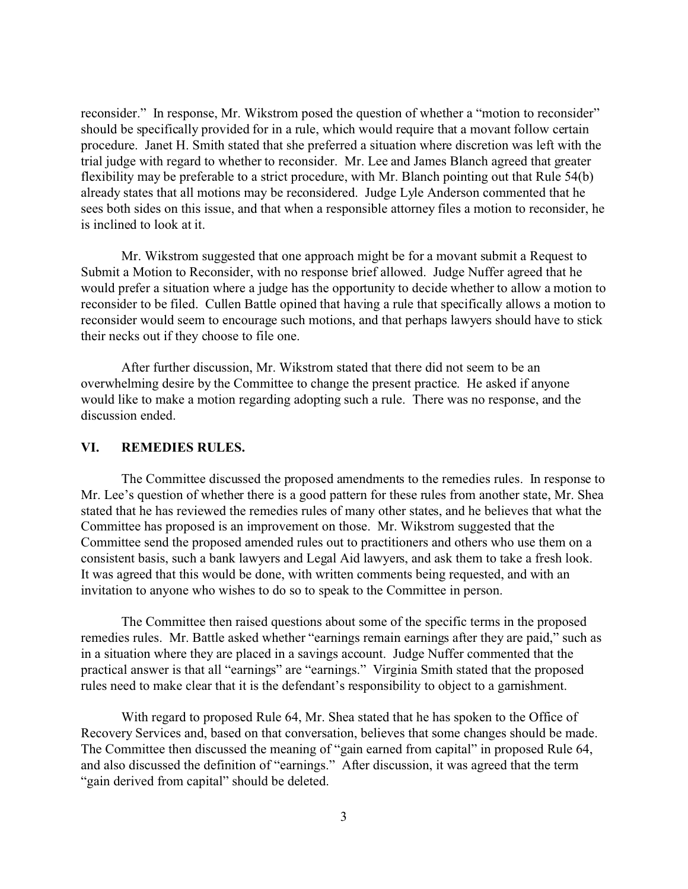reconsider." In response, Mr. Wikstrom posed the question of whether a "motion to reconsider" should be specifically provided for in a rule, which would require that a movant follow certain procedure. Janet H. Smith stated that she preferred a situation where discretion was left with the trial judge with regard to whether to reconsider. Mr. Lee and James Blanch agreed that greater flexibility may be preferable to a strict procedure, with Mr. Blanch pointing out that Rule 54(b) already states that all motions may be reconsidered. Judge Lyle Anderson commented that he sees both sides on this issue, and that when a responsible attorney files a motion to reconsider, he is inclined to look at it.

Mr. Wikstrom suggested that one approach might be for a movant submit a Request to Submit a Motion to Reconsider, with no response brief allowed. Judge Nuffer agreed that he would prefer a situation where a judge has the opportunity to decide whether to allow a motion to reconsider to be filed. Cullen Battle opined that having a rule that specifically allows a motion to reconsider would seem to encourage such motions, and that perhaps lawyers should have to stick their necks out if they choose to file one.

After further discussion, Mr. Wikstrom stated that there did not seem to be an overwhelming desire by the Committee to change the present practice. He asked if anyone would like to make a motion regarding adopting such a rule. There was no response, and the discussion ended.

## VI. REMEDIES RULES.

The Committee discussed the proposed amendments to the remedies rules. In response to Mr. Lee's question of whether there is a good pattern for these rules from another state, Mr. Shea stated that he has reviewed the remedies rules of many other states, and he believes that what the Committee has proposed is an improvement on those. Mr. Wikstrom suggested that the Committee send the proposed amended rules out to practitioners and others who use them on a consistent basis, such a bank lawyers and Legal Aid lawyers, and ask them to take a fresh look. It was agreed that this would be done, with written comments being requested, and with an invitation to anyone who wishes to do so to speak to the Committee in person.

The Committee then raised questions about some of the specific terms in the proposed remedies rules. Mr. Battle asked whether "earnings remain earnings after they are paid," such as in a situation where they are placed in a savings account. Judge Nuffer commented that the practical answer is that all "earnings" are "earnings." Virginia Smith stated that the proposed rules need to make clear that it is the defendant's responsibility to object to a garnishment.

With regard to proposed Rule 64, Mr. Shea stated that he has spoken to the Office of Recovery Services and, based on that conversation, believes that some changes should be made. The Committee then discussed the meaning of "gain earned from capital" in proposed Rule 64, and also discussed the definition of "earnings." After discussion, it was agreed that the term "gain derived from capital" should be deleted.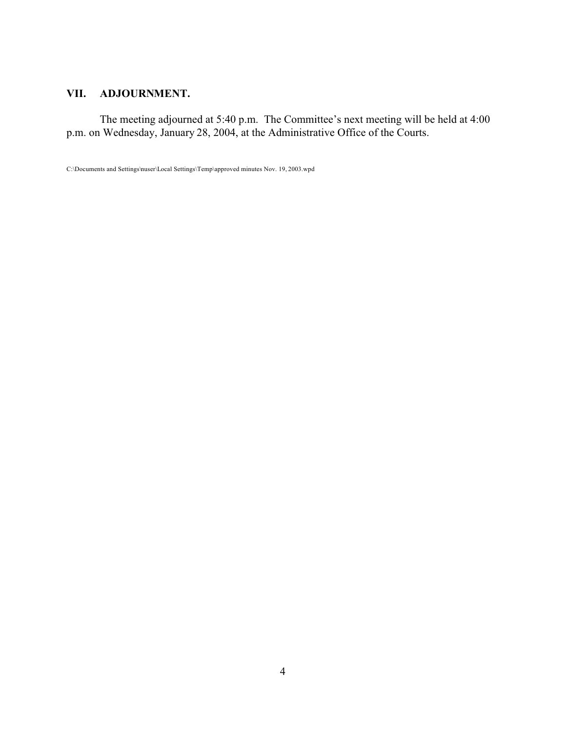## VII. ADJOURNMENT.

The meeting adjourned at 5:40 p.m. The Committee's next meeting will be held at 4:00 p.m. on Wednesday, January 28, 2004, at the Administrative Office of the Courts.

C:\Documents and Settings\nuser\Local Settings\Temp\approved minutes Nov. 19, 2003.wpd